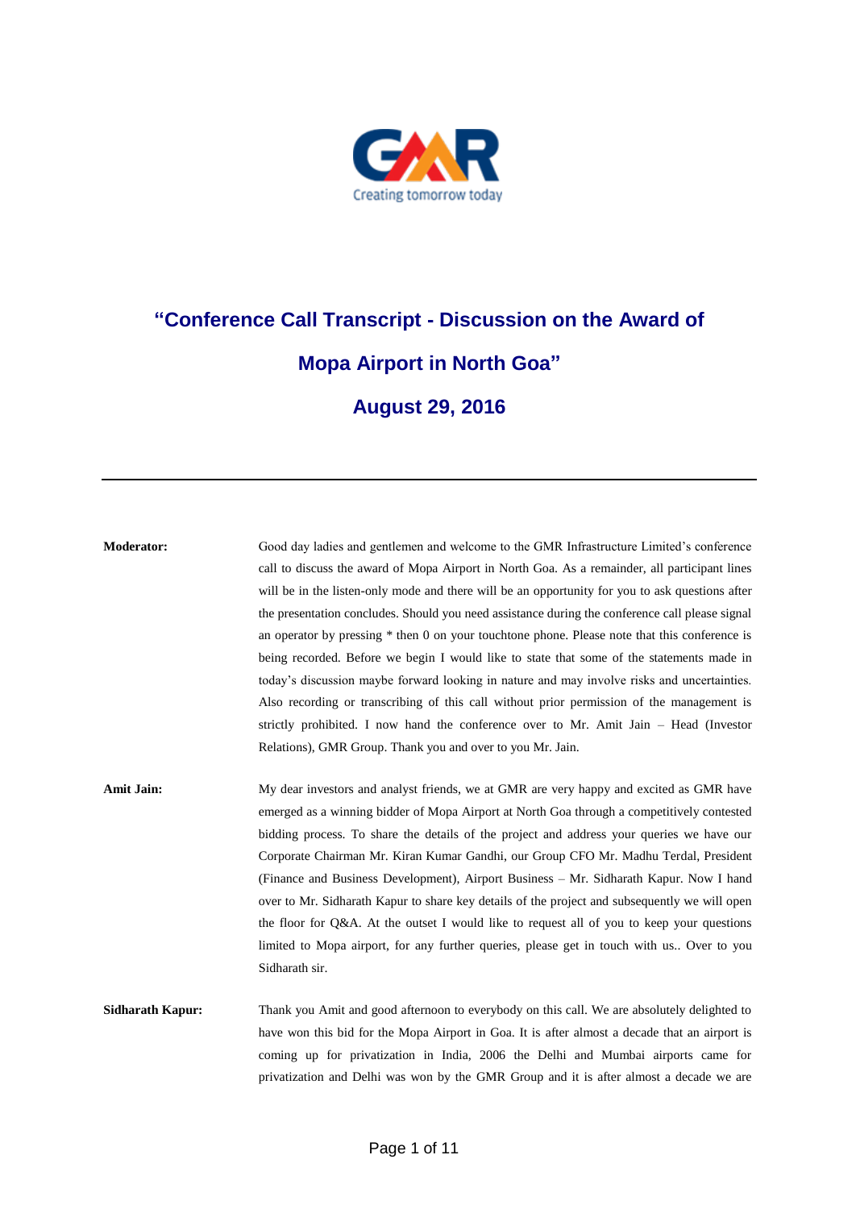GMR
Creating tomorrow today

# "Conference Call Transcript - Discussion on the Award of Mopa Airport in North Goa"

## August 29, 2016

---

**Moderator:** Good day ladies and gentlemen and welcome to the GMR Infrastructure Limited's conference call to discuss the award of Mopa Airport in North Goa. As a remainder, all participant lines will be in the listen-only mode and there will be an opportunity for you to ask questions after the presentation concludes. Should you need assistance during the conference call please signal an operator by pressing * then 0 on your touchtone phone. Please note that this conference is being recorded. Before we begin I would like to state that some of the statements made in today's discussion maybe forward looking in nature and may involve risks and uncertainties. Also recording or transcribing of this call without prior permission of the management is strictly prohibited. I now hand the conference over to Mr. Amit Jain – Head (Investor Relations), GMR Group. Thank you and over to you Mr. Jain.

**Amit Jain:** My dear investors and analyst friends, we at GMR are very happy and excited as GMR have emerged as a winning bidder of Mopa Airport at North Goa through a competitively contested bidding process. To share the details of the project and address your queries we have our Corporate Chairman Mr. Kiran Kumar Gandhi, our Group CFO Mr. Madhu Terdal, President (Finance and Business Development), Airport Business – Mr. Sidharath Kapur. Now I hand over to Mr. Sidharath Kapur to share key details of the project and subsequently we will open the floor for Q&A. At the outset I would like to request all of you to keep your questions limited to Mopa airport, for any further queries, please get in touch with us.. Over to you Sidharath sir.

**Sidharath Kapur:** Thank you Amit and good afternoon to everybody on this call. We are absolutely delighted to have won this bid for the Mopa Airport in Goa. It is after almost a decade that an airport is coming up for privatization in India, 2006 the Delhi and Mumbai airports came for privatization and Delhi was won by the GMR Group and it is after almost a decade we are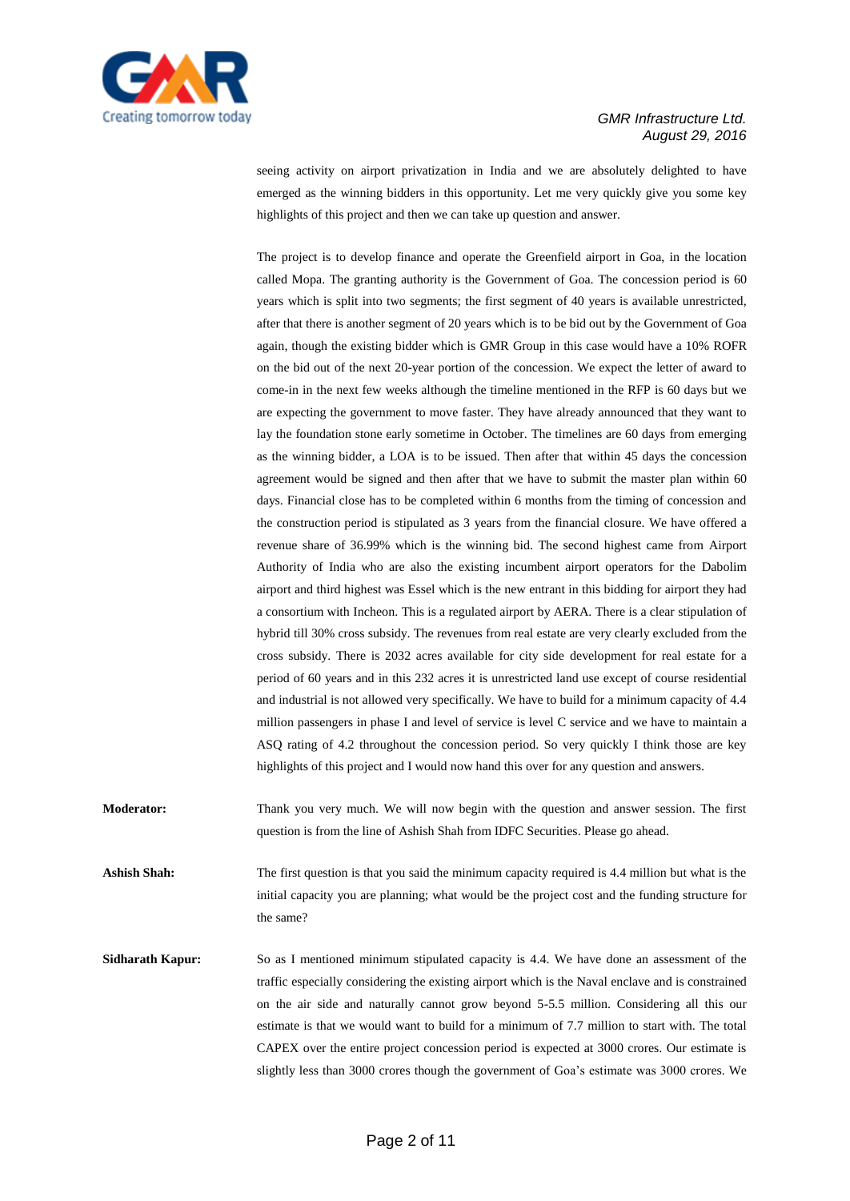seeing activity on airport privatization in India and we are absolutely delighted to have emerged as the winning bidders in this opportunity. Let me very quickly give you some key highlights of this project and then we can take up question and answer.

The project is to develop finance and operate the Greenfield airport in Goa, in the location called Mopa. The granting authority is the Government of Goa. The concession period is 60 years which is split into two segments; the first segment of 40 years is available unrestricted, after that there is another segment of 20 years which is to be bid out by the Government of Goa again, though the existing bidder which is GMR Group in this case would have a 10% ROFR on the bid out of the next 20-year portion of the concession. We expect the letter of award to come-in in the next few weeks although the timeline mentioned in the RFP is 60 days but we are expecting the government to move faster. They have already announced that they want to lay the foundation stone early sometime in October. The timelines are 60 days from emerging as the winning bidder, a LOA is to be issued. Then after that within 45 days the concession agreement would be signed and then after that we have to submit the master plan within 60 days. Financial close has to be completed within 6 months from the timing of concession and the construction period is stipulated as 3 years from the financial closure. We have offered a revenue share of 36.99% which is the winning bid. The second highest came from Airport Authority of India who are also the existing incumbent airport operators for the Dabolim airport and third highest was Essel which is the new entrant in this bidding for airport they had a consortium with Incheon. This is a regulated airport by AERA. There is a clear stipulation of hybrid till 30% cross subsidy. The revenues from real estate are very clearly excluded from the cross subsidy. There is 2032 acres available for city side development for real estate for a period of 60 years and in this 232 acres it is unrestricted land use except of course residential and industrial is not allowed very specifically. We have to build for a minimum capacity of 4.4 million passengers in phase I and level of service is level C service and we have to maintain a ASQ rating of 4.2 throughout the concession period. So very quickly I think those are key highlights of this project and I would now hand this over for any question and answers.

**Moderator:** Thank you very much. We will now begin with the question and answer session. The first question is from the line of Ashish Shah from IDFC Securities. Please go ahead.

**Ashish Shah:** The first question is that you said the minimum capacity required is 4.4 million but what is the initial capacity you are planning; what would be the project cost and the funding structure for the same?

**Sidharath Kapur:** So as I mentioned minimum stipulated capacity is 4.4. We have done an assessment of the traffic especially considering the existing airport which is the Naval enclave and is constrained on the air side and naturally cannot grow beyond 5-5.5 million. Considering all this our estimate is that we would want to build for a minimum of 7.7 million to start with. The total CAPEX over the entire project concession period is expected at 3000 crores. Our estimate is slightly less than 3000 crores though the government of Goa's estimate was 3000 crores. We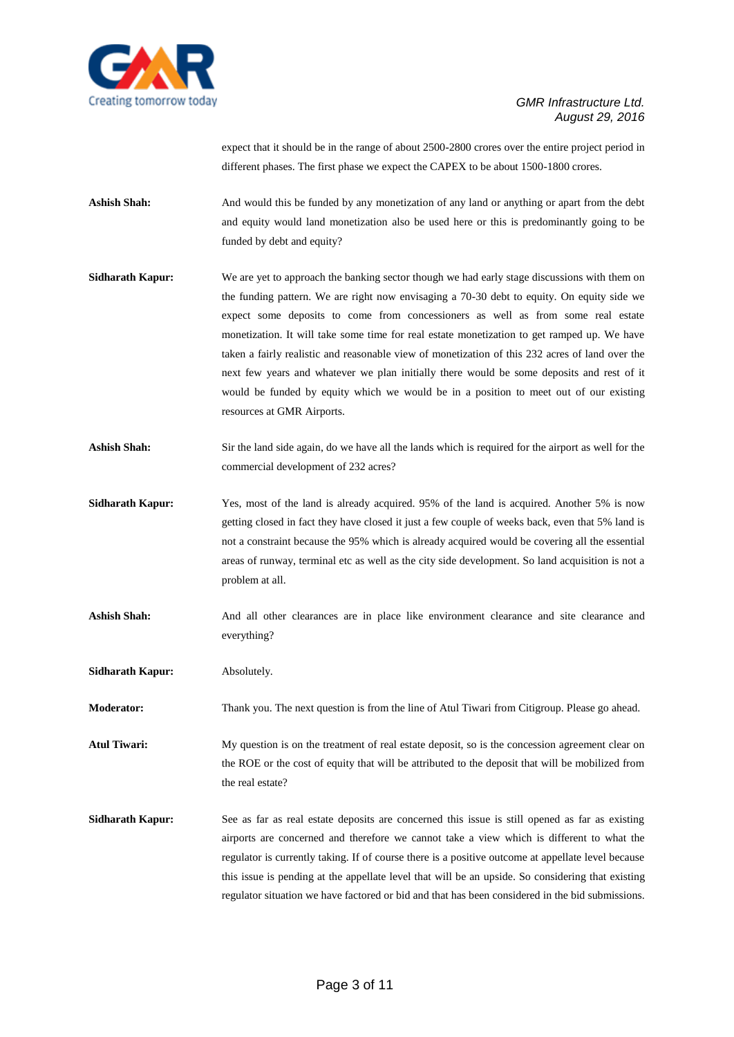expect that it should be in the range of about 2500-2800 crores over the entire project period in different phases. The first phase we expect the CAPEX to be about 1500-1800 crores.

**Ashish Shah:** And would this be funded by any monetization of any land or anything or apart from the debt and equity would land monetization also be used here or this is predominantly going to be funded by debt and equity?

**Sidharath Kapur:** We are yet to approach the banking sector though we had early stage discussions with them on the funding pattern. We are right now envisaging a 70-30 debt to equity. On equity side we expect some deposits to come from concessioners as well as from some real estate monetization. It will take some time for real estate monetization to get ramped up. We have taken a fairly realistic and reasonable view of monetization of this 232 acres of land over the next few years and whatever we plan initially there would be some deposits and rest of it would be funded by equity which we would be in a position to meet out of our existing resources at GMR Airports.

**Ashish Shah:** Sir the land side again, do we have all the lands which is required for the airport as well for the commercial development of 232 acres?

**Sidharath Kapur:** Yes, most of the land is already acquired. 95% of the land is acquired. Another 5% is now getting closed in fact they have closed it just a few couple of weeks back, even that 5% land is not a constraint because the 95% which is already acquired would be covering all the essential areas of runway, terminal etc as well as the city side development. So land acquisition is not a problem at all.

**Ashish Shah:** And all other clearances are in place like environment clearance and site clearance and everything?

**Sidharath Kapur:** Absolutely.

**Moderator:** Thank you. The next question is from the line of Atul Tiwari from Citigroup. Please go ahead.

**Atul Tiwari:** My question is on the treatment of real estate deposit, so is the concession agreement clear on the ROE or the cost of equity that will be attributed to the deposit that will be mobilized from the real estate?

**Sidharath Kapur:** See as far as real estate deposits are concerned this issue is still opened as far as existing airports are concerned and therefore we cannot take a view which is different to what the regulator is currently taking. If of course there is a positive outcome at appellate level because this issue is pending at the appellate level that will be an upside. So considering that existing regulator situation we have factored or bid and that has been considered in the bid submissions.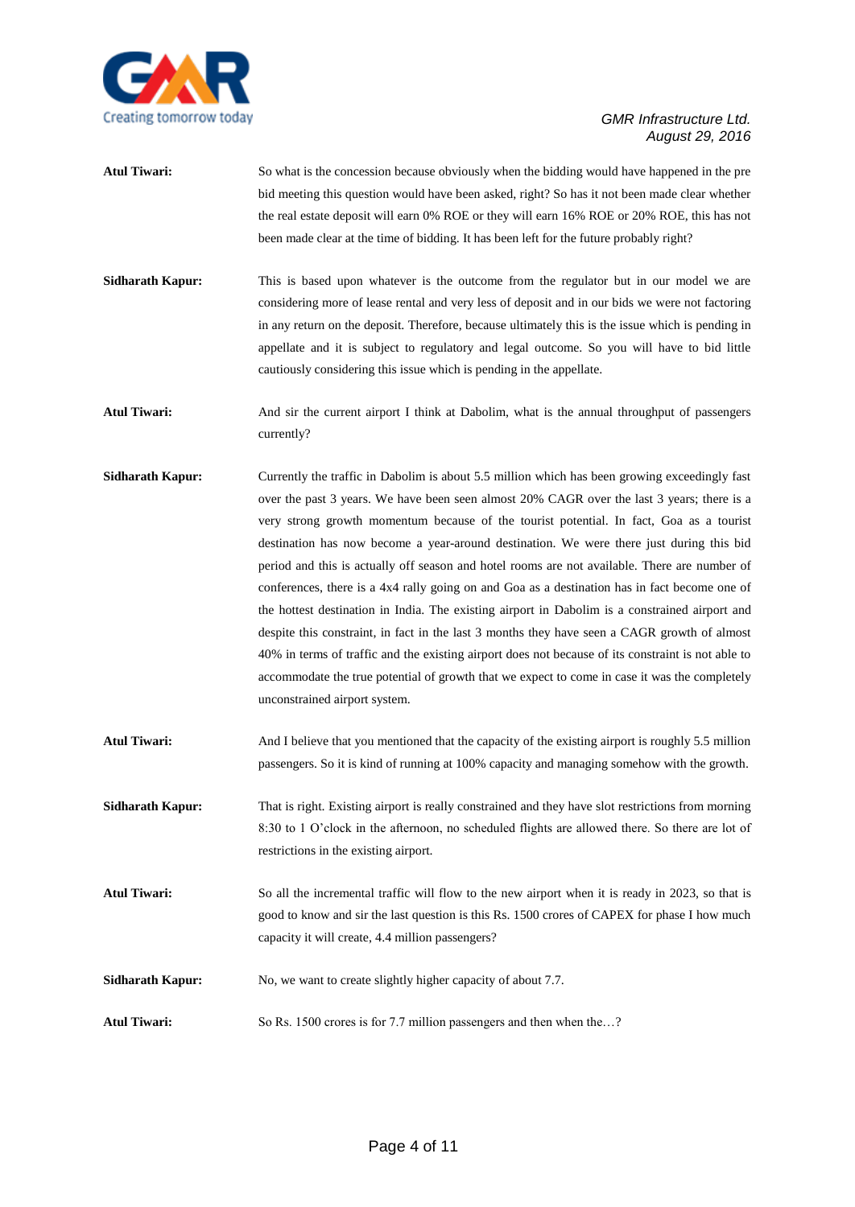**Atul Tiwari:** So what is the concession because obviously when the bidding would have happened in the pre bid meeting this question would have been asked, right? So has it not been made clear whether the real estate deposit will earn 0% ROE or they will earn 16% ROE or 20% ROE, this has not been made clear at the time of bidding. It has been left for the future probably right?

**Sidharath Kapur:** This is based upon whatever is the outcome from the regulator but in our model we are considering more of lease rental and very less of deposit and in our bids we were not factoring in any return on the deposit. Therefore, because ultimately this is the issue which is pending in appellate and it is subject to regulatory and legal outcome. So you will have to bid little cautiously considering this issue which is pending in the appellate.

**Atul Tiwari:** And sir the current airport I think at Dabolim, what is the annual throughput of passengers currently?

**Sidharath Kapur:** Currently the traffic in Dabolim is about 5.5 million which has been growing exceedingly fast over the past 3 years. We have been seen almost 20% CAGR over the last 3 years; there is a very strong growth momentum because of the tourist potential. In fact, Goa as a tourist destination has now become a year-around destination. We were there just during this bid period and this is actually off season and hotel rooms are not available. There are number of conferences, there is a 4x4 rally going on and Goa as a destination has in fact become one of the hottest destination in India. The existing airport in Dabolim is a constrained airport and despite this constraint, in fact in the last 3 months they have seen a CAGR growth of almost 40% in terms of traffic and the existing airport does not because of its constraint is not able to accommodate the true potential of growth that we expect to come in case it was the completely unconstrained airport system.

**Atul Tiwari:** And I believe that you mentioned that the capacity of the existing airport is roughly 5.5 million passengers. So it is kind of running at 100% capacity and managing somehow with the growth.

**Sidharath Kapur:** That is right. Existing airport is really constrained and they have slot restrictions from morning 8:30 to 1 O'clock in the afternoon, no scheduled flights are allowed there. So there are lot of restrictions in the existing airport.

**Atul Tiwari:** So all the incremental traffic will flow to the new airport when it is ready in 2023, so that is good to know and sir the last question is this Rs. 1500 crores of CAPEX for phase I how much capacity it will create, 4.4 million passengers?

**Sidharath Kapur:** No, we want to create slightly higher capacity of about 7.7.

**Atul Tiwari:** So Rs. 1500 crores is for 7.7 million passengers and then when the…?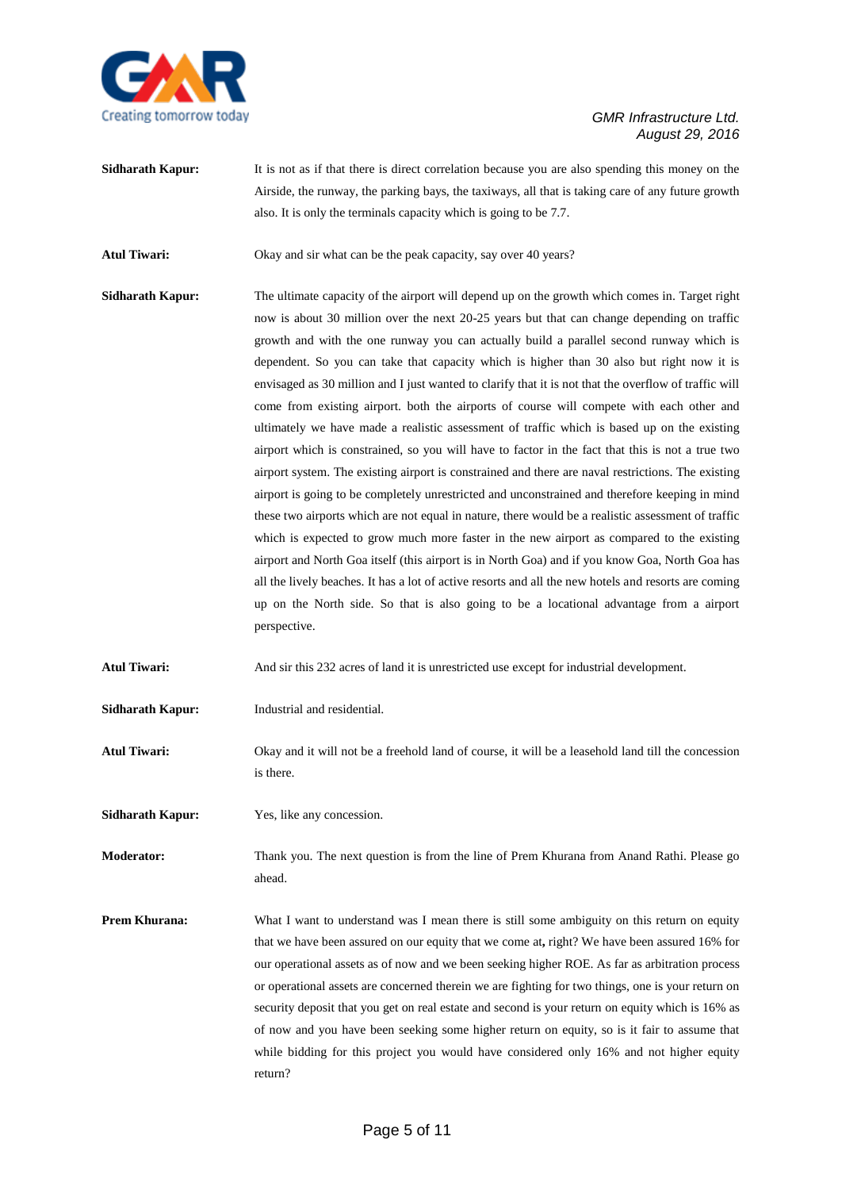**Sidharath Kapur:** It is not as if that there is direct correlation because you are also spending this money on the Airside, the runway, the parking bays, the taxiways, all that is taking care of any future growth also. It is only the terminals capacity which is going to be 7.7.

**Atul Tiwari:** Okay and sir what can be the peak capacity, say over 40 years?

**Sidharath Kapur:** The ultimate capacity of the airport will depend up on the growth which comes in. Target right now is about 30 million over the next 20-25 years but that can change depending on traffic growth and with the one runway you can actually build a parallel second runway which is dependent. So you can take that capacity which is higher than 30 also but right now it is envisaged as 30 million and I just wanted to clarify that it is not that the overflow of traffic will come from existing airport. both the airports of course will compete with each other and ultimately we have made a realistic assessment of traffic which is based up on the existing airport which is constrained, so you will have to factor in the fact that this is not a true two airport system. The existing airport is constrained and there are naval restrictions. The existing airport is going to be completely unrestricted and unconstrained and therefore keeping in mind these two airports which are not equal in nature, there would be a realistic assessment of traffic which is expected to grow much more faster in the new airport as compared to the existing airport and North Goa itself (this airport is in North Goa) and if you know Goa, North Goa has all the lively beaches. It has a lot of active resorts and all the new hotels and resorts are coming up on the North side. So that is also going to be a locational advantage from a airport perspective.

**Atul Tiwari:** And sir this 232 acres of land it is unrestricted use except for industrial development.

**Sidharath Kapur:** Industrial and residential.

**Atul Tiwari:** Okay and it will not be a freehold land of course, it will be a leasehold land till the concession is there.

**Sidharath Kapur:** Yes, like any concession.

**Moderator:** Thank you. The next question is from the line of Prem Khurana from Anand Rathi. Please go ahead.

**Prem Khurana:** What I want to understand was I mean there is still some ambiguity on this return on equity that we have been assured on our equity that we come at**,** right? We have been assured 16% for our operational assets as of now and we been seeking higher ROE. As far as arbitration process or operational assets are concerned therein we are fighting for two things, one is your return on security deposit that you get on real estate and second is your return on equity which is 16% as of now and you have been seeking some higher return on equity, so is it fair to assume that while bidding for this project you would have considered only 16% and not higher equity return?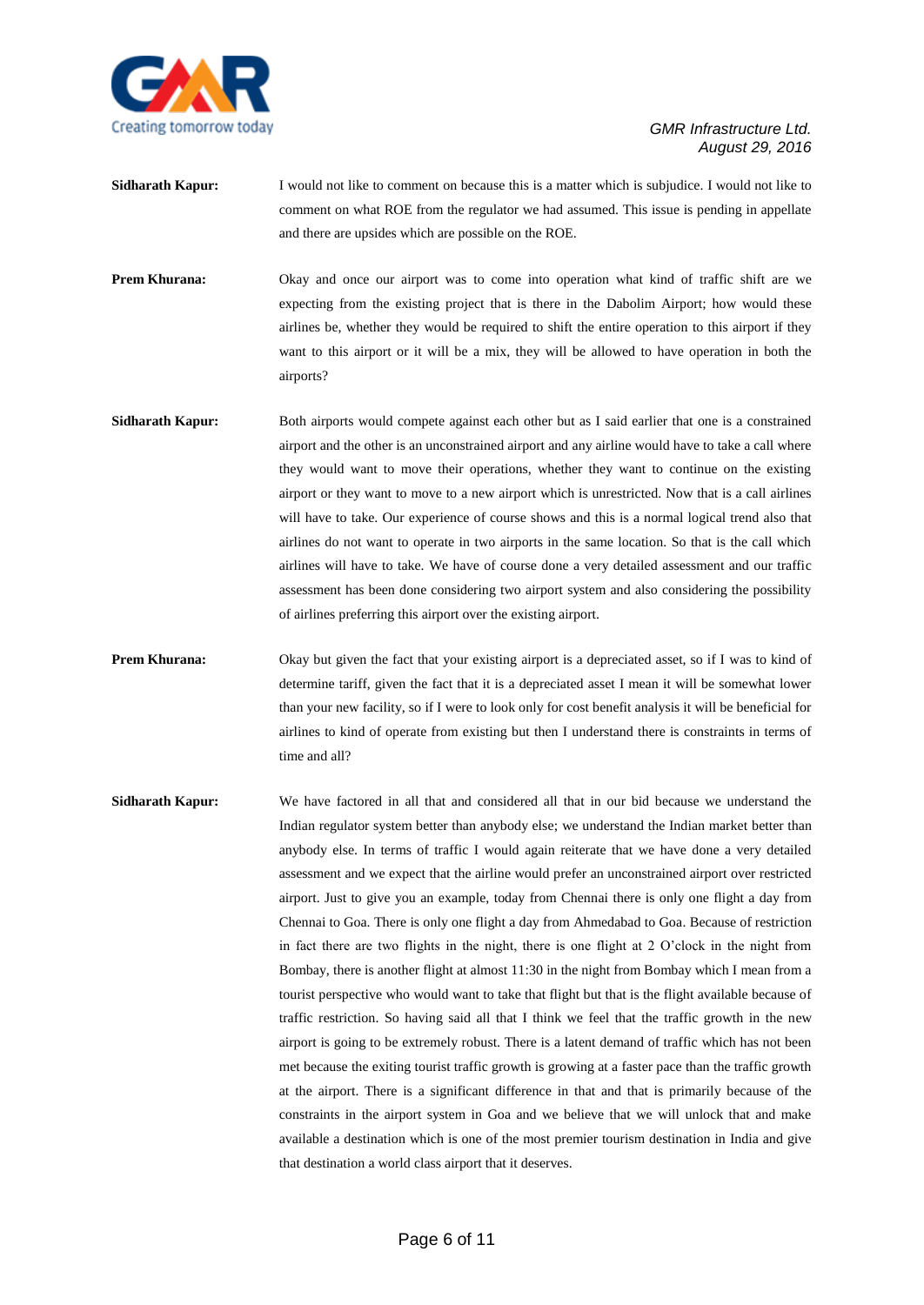**Sidharath Kapur:** I would not like to comment on because this is a matter which is subjudice. I would not like to comment on what ROE from the regulator we had assumed. This issue is pending in appellate and there are upsides which are possible on the ROE.

**Prem Khurana:** Okay and once our airport was to come into operation what kind of traffic shift are we expecting from the existing project that is there in the Dabolim Airport; how would these airlines be, whether they would be required to shift the entire operation to this airport if they want to this airport or it will be a mix, they will be allowed to have operation in both the airports?

**Sidharath Kapur:** Both airports would compete against each other but as I said earlier that one is a constrained airport and the other is an unconstrained airport and any airline would have to take a call where they would want to move their operations, whether they want to continue on the existing airport or they want to move to a new airport which is unrestricted. Now that is a call airlines will have to take. Our experience of course shows and this is a normal logical trend also that airlines do not want to operate in two airports in the same location. So that is the call which airlines will have to take. We have of course done a very detailed assessment and our traffic assessment has been done considering two airport system and also considering the possibility of airlines preferring this airport over the existing airport.

**Prem Khurana:** Okay but given the fact that your existing airport is a depreciated asset, so if I was to kind of determine tariff, given the fact that it is a depreciated asset I mean it will be somewhat lower than your new facility, so if I were to look only for cost benefit analysis it will be beneficial for airlines to kind of operate from existing but then I understand there is constraints in terms of time and all?

**Sidharath Kapur:** We have factored in all that and considered all that in our bid because we understand the Indian regulator system better than anybody else; we understand the Indian market better than anybody else. In terms of traffic I would again reiterate that we have done a very detailed assessment and we expect that the airline would prefer an unconstrained airport over restricted airport. Just to give you an example, today from Chennai there is only one flight a day from Chennai to Goa. There is only one flight a day from Ahmedabad to Goa. Because of restriction in fact there are two flights in the night, there is one flight at 2 O'clock in the night from Bombay, there is another flight at almost 11:30 in the night from Bombay which I mean from a tourist perspective who would want to take that flight but that is the flight available because of traffic restriction. So having said all that I think we feel that the traffic growth in the new airport is going to be extremely robust. There is a latent demand of traffic which has not been met because the exiting tourist traffic growth is growing at a faster pace than the traffic growth at the airport. There is a significant difference in that and that is primarily because of the constraints in the airport system in Goa and we believe that we will unlock that and make available a destination which is one of the most premier tourism destination in India and give that destination a world class airport that it deserves.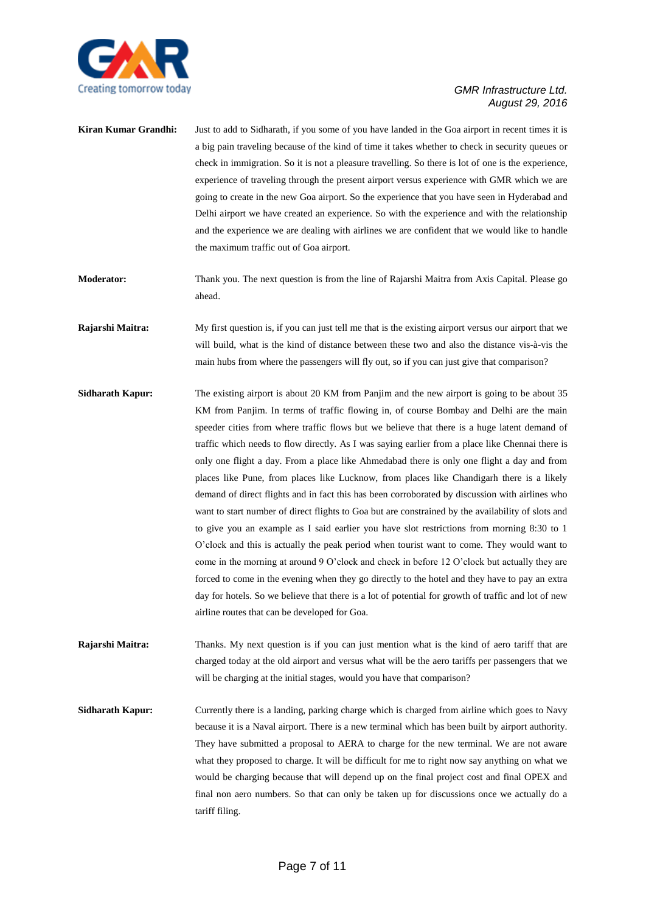**Kiran Kumar Grandhi:** Just to add to Sidharath, if you some of you have landed in the Goa airport in recent times it is a big pain traveling because of the kind of time it takes whether to check in security queues or check in immigration. So it is not a pleasure travelling. So there is lot of one is the experience, experience of traveling through the present airport versus experience with GMR which we are going to create in the new Goa airport. So the experience that you have seen in Hyderabad and Delhi airport we have created an experience. So with the experience and with the relationship and the experience we are dealing with airlines we are confident that we would like to handle the maximum traffic out of Goa airport.

**Moderator:** Thank you. The next question is from the line of Rajarshi Maitra from Axis Capital. Please go ahead.

**Rajarshi Maitra:** My first question is, if you can just tell me that is the existing airport versus our airport that we will build, what is the kind of distance between these two and also the distance vis-à-vis the main hubs from where the passengers will fly out, so if you can just give that comparison?

**Sidharath Kapur:** The existing airport is about 20 KM from Panjim and the new airport is going to be about 35 KM from Panjim. In terms of traffic flowing in, of course Bombay and Delhi are the main speeder cities from where traffic flows but we believe that there is a huge latent demand of traffic which needs to flow directly. As I was saying earlier from a place like Chennai there is only one flight a day. From a place like Ahmedabad there is only one flight a day and from places like Pune, from places like Lucknow, from places like Chandigarh there is a likely demand of direct flights and in fact this has been corroborated by discussion with airlines who want to start number of direct flights to Goa but are constrained by the availability of slots and to give you an example as I said earlier you have slot restrictions from morning 8:30 to 1 O'clock and this is actually the peak period when tourist want to come. They would want to come in the morning at around 9 O'clock and check in before 12 O'clock but actually they are forced to come in the evening when they go directly to the hotel and they have to pay an extra day for hotels. So we believe that there is a lot of potential for growth of traffic and lot of new airline routes that can be developed for Goa.

**Rajarshi Maitra:** Thanks. My next question is if you can just mention what is the kind of aero tariff that are charged today at the old airport and versus what will be the aero tariffs per passengers that we will be charging at the initial stages, would you have that comparison?

**Sidharath Kapur:** Currently there is a landing, parking charge which is charged from airline which goes to Navy because it is a Naval airport. There is a new terminal which has been built by airport authority. They have submitted a proposal to AERA to charge for the new terminal. We are not aware what they proposed to charge. It will be difficult for me to right now say anything on what we would be charging because that will depend up on the final project cost and final OPEX and final non aero numbers. So that can only be taken up for discussions once we actually do a tariff filing.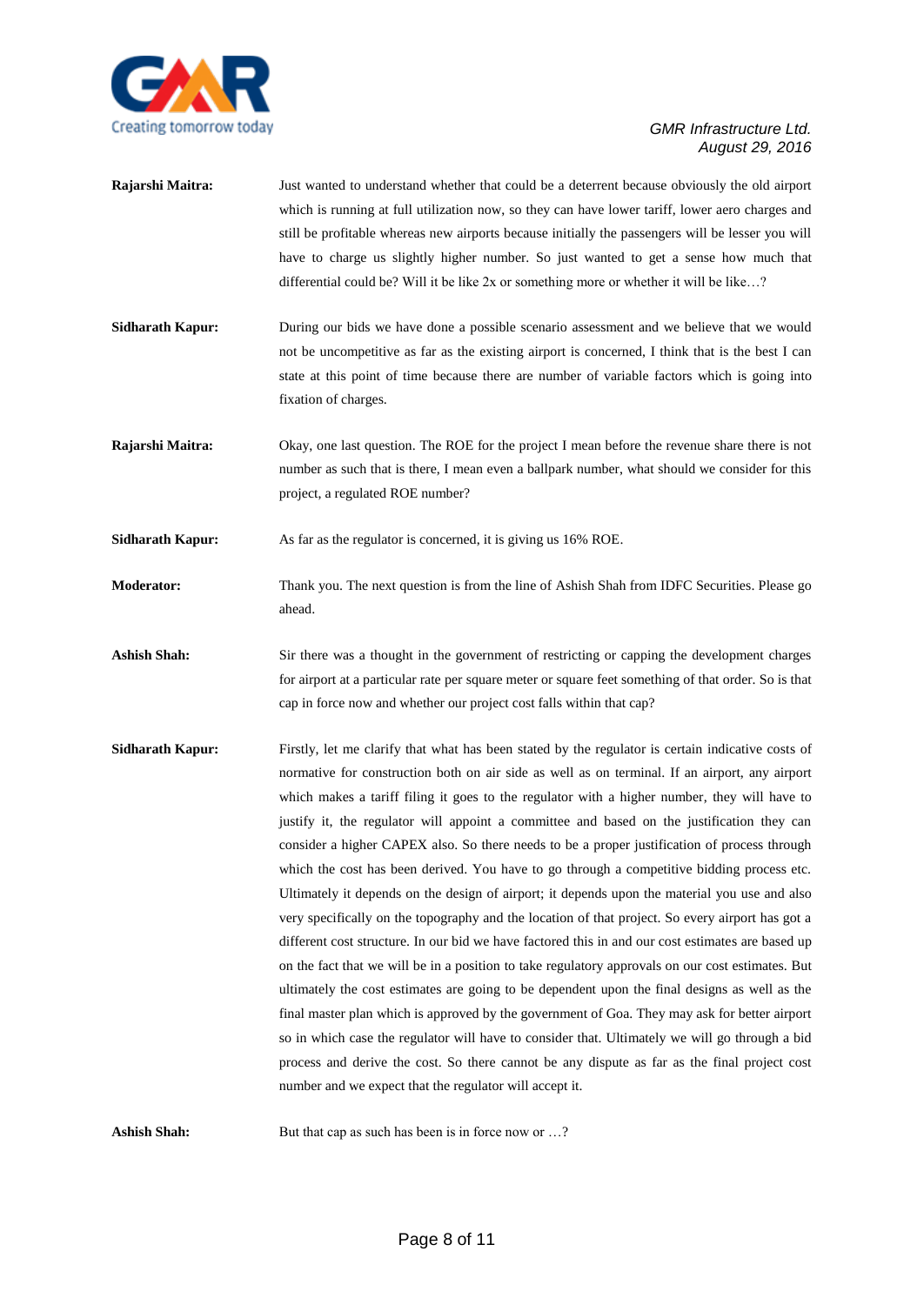**Rajarshi Maitra:** Just wanted to understand whether that could be a deterrent because obviously the old airport which is running at full utilization now, so they can have lower tariff, lower aero charges and still be profitable whereas new airports because initially the passengers will be lesser you will have to charge us slightly higher number. So just wanted to get a sense how much that differential could be? Will it be like 2x or something more or whether it will be like…?

**Sidharath Kapur:** During our bids we have done a possible scenario assessment and we believe that we would not be uncompetitive as far as the existing airport is concerned, I think that is the best I can state at this point of time because there are number of variable factors which is going into fixation of charges.

**Rajarshi Maitra:** Okay, one last question. The ROE for the project I mean before the revenue share there is not number as such that is there, I mean even a ballpark number, what should we consider for this project, a regulated ROE number?

**Sidharath Kapur:** As far as the regulator is concerned, it is giving us 16% ROE.

**Moderator:** Thank you. The next question is from the line of Ashish Shah from IDFC Securities. Please go ahead.

**Ashish Shah:** Sir there was a thought in the government of restricting or capping the development charges for airport at a particular rate per square meter or square feet something of that order. So is that cap in force now and whether our project cost falls within that cap?

**Sidharath Kapur:** Firstly, let me clarify that what has been stated by the regulator is certain indicative costs of normative for construction both on air side as well as on terminal. If an airport, any airport which makes a tariff filing it goes to the regulator with a higher number, they will have to justify it, the regulator will appoint a committee and based on the justification they can consider a higher CAPEX also. So there needs to be a proper justification of process through which the cost has been derived. You have to go through a competitive bidding process etc. Ultimately it depends on the design of airport; it depends upon the material you use and also very specifically on the topography and the location of that project. So every airport has got a different cost structure. In our bid we have factored this in and our cost estimates are based up on the fact that we will be in a position to take regulatory approvals on our cost estimates. But ultimately the cost estimates are going to be dependent upon the final designs as well as the final master plan which is approved by the government of Goa. They may ask for better airport so in which case the regulator will have to consider that. Ultimately we will go through a bid process and derive the cost. So there cannot be any dispute as far as the final project cost number and we expect that the regulator will accept it.

**Ashish Shah:** But that cap as such has been is in force now or …?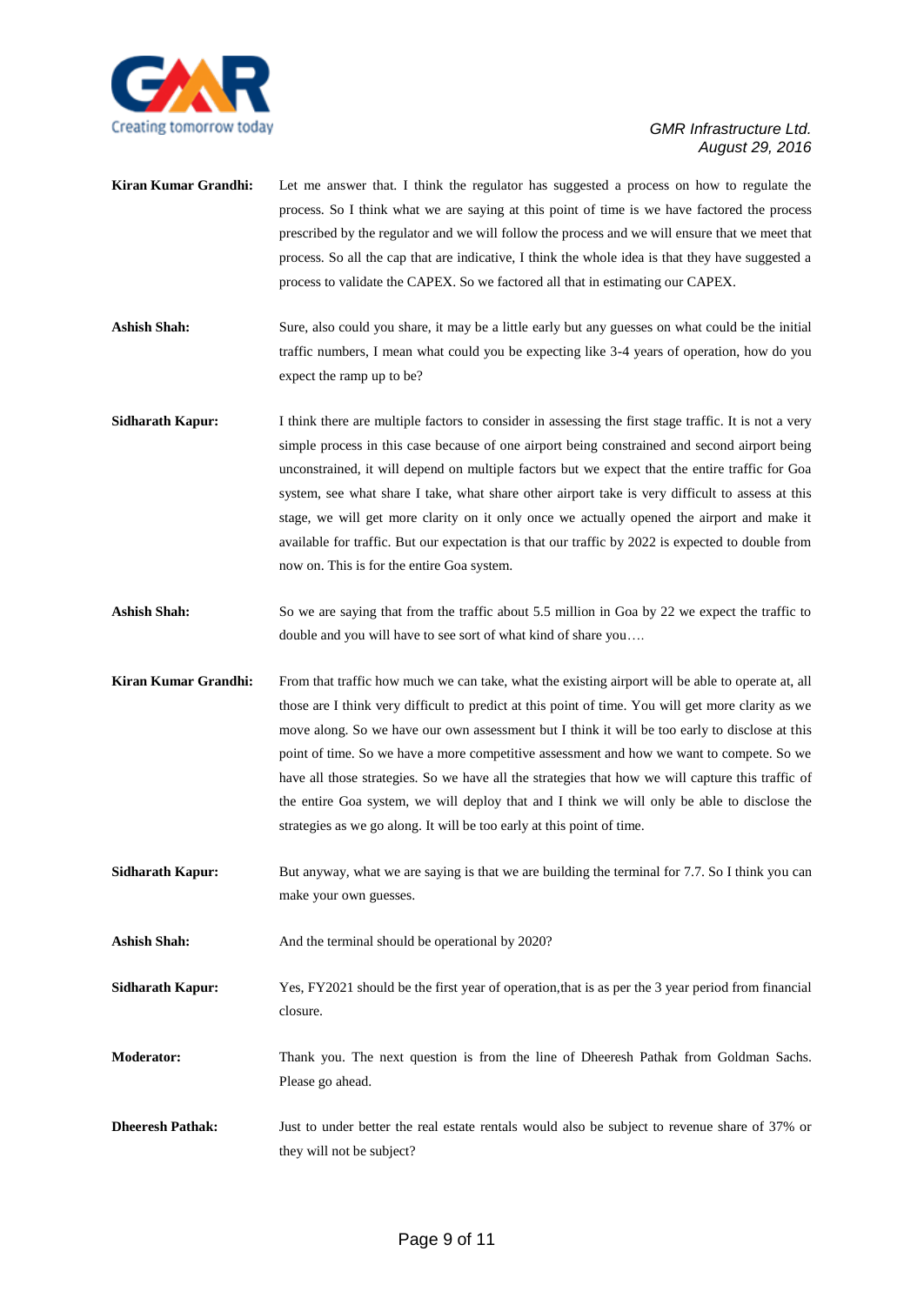**Kiran Kumar Grandhi:** Let me answer that. I think the regulator has suggested a process on how to regulate the process. So I think what we are saying at this point of time is we have factored the process prescribed by the regulator and we will follow the process and we will ensure that we meet that process. So all the cap that are indicative, I think the whole idea is that they have suggested a process to validate the CAPEX. So we factored all that in estimating our CAPEX.

**Ashish Shah:** Sure, also could you share, it may be a little early but any guesses on what could be the initial traffic numbers, I mean what could you be expecting like 3-4 years of operation, how do you expect the ramp up to be?

**Sidharath Kapur:** I think there are multiple factors to consider in assessing the first stage traffic. It is not a very simple process in this case because of one airport being constrained and second airport being unconstrained, it will depend on multiple factors but we expect that the entire traffic for Goa system, see what share I take, what share other airport take is very difficult to assess at this stage, we will get more clarity on it only once we actually opened the airport and make it available for traffic. But our expectation is that our traffic by 2022 is expected to double from now on. This is for the entire Goa system.

**Ashish Shah:** So we are saying that from the traffic about 5.5 million in Goa by 22 we expect the traffic to double and you will have to see sort of what kind of share you….

**Kiran Kumar Grandhi:** From that traffic how much we can take, what the existing airport will be able to operate at, all those are I think very difficult to predict at this point of time. You will get more clarity as we move along. So we have our own assessment but I think it will be too early to disclose at this point of time. So we have a more competitive assessment and how we want to compete. So we have all those strategies. So we have all the strategies that how we will capture this traffic of the entire Goa system, we will deploy that and I think we will only be able to disclose the strategies as we go along. It will be too early at this point of time.

**Sidharath Kapur:** But anyway, what we are saying is that we are building the terminal for 7.7. So I think you can make your own guesses.

**Ashish Shah:** And the terminal should be operational by 2020?

**Sidharath Kapur:** Yes, FY2021 should be the first year of operation,that is as per the 3 year period from financial closure.

**Moderator:** Thank you. The next question is from the line of Dheeresh Pathak from Goldman Sachs. Please go ahead.

**Dheeresh Pathak:** Just to under better the real estate rentals would also be subject to revenue share of 37% or they will not be subject?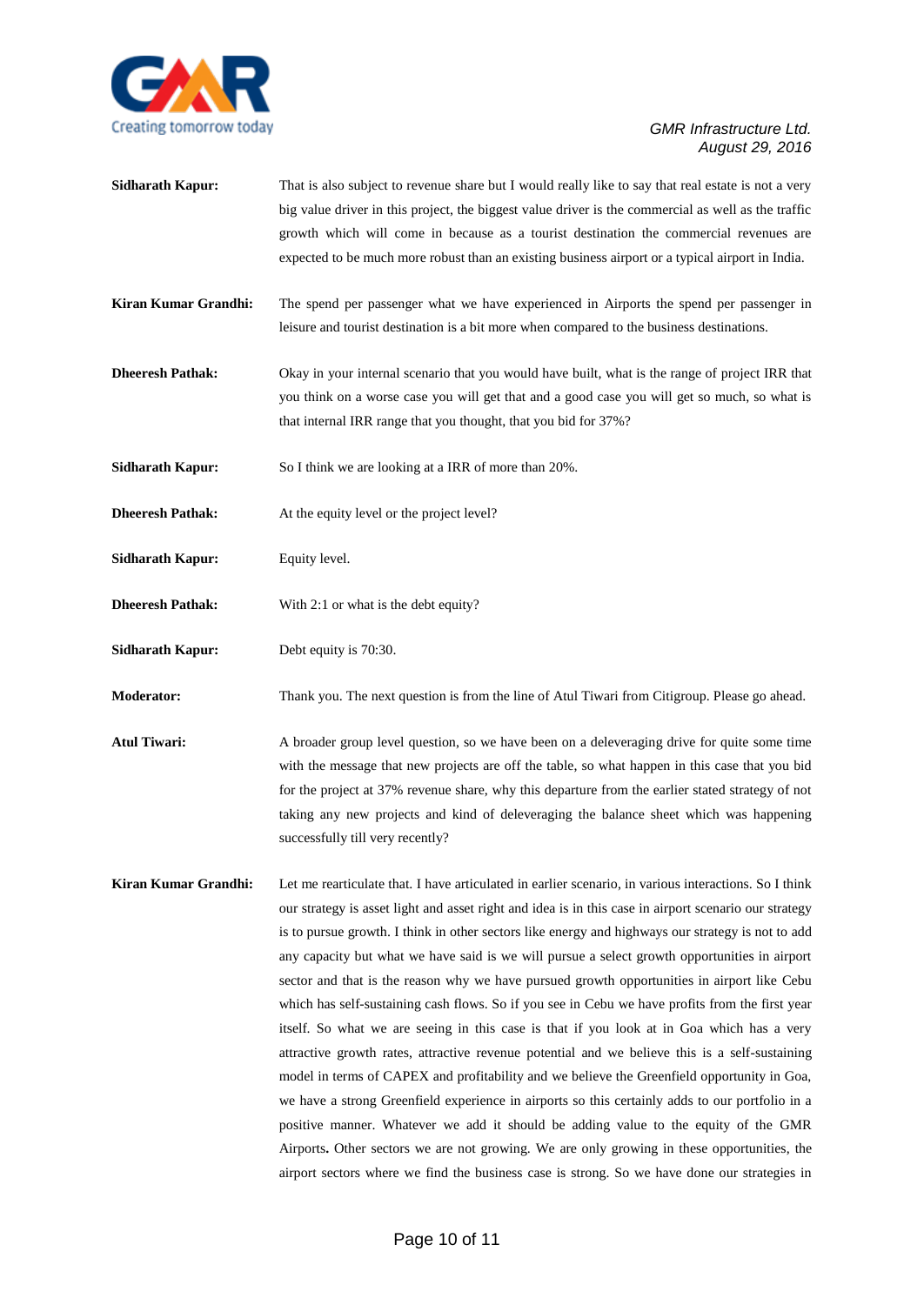**Sidharath Kapur:** That is also subject to revenue share but I would really like to say that real estate is not a very big value driver in this project, the biggest value driver is the commercial as well as the traffic growth which will come in because as a tourist destination the commercial revenues are expected to be much more robust than an existing business airport or a typical airport in India.

**Kiran Kumar Grandhi:** The spend per passenger what we have experienced in Airports the spend per passenger in leisure and tourist destination is a bit more when compared to the business destinations.

**Dheeresh Pathak:** Okay in your internal scenario that you would have built, what is the range of project IRR that you think on a worse case you will get that and a good case you will get so much, so what is that internal IRR range that you thought, that you bid for 37%?

**Sidharath Kapur:** So I think we are looking at a IRR of more than 20%.

**Dheeresh Pathak:** At the equity level or the project level?

**Sidharath Kapur:** Equity level.

**Dheeresh Pathak:** With 2:1 or what is the debt equity?

**Sidharath Kapur:** Debt equity is 70:30.

**Moderator:** Thank you. The next question is from the line of Atul Tiwari from Citigroup. Please go ahead.

**Atul Tiwari:** A broader group level question, so we have been on a deleveraging drive for quite some time with the message that new projects are off the table, so what happen in this case that you bid for the project at 37% revenue share, why this departure from the earlier stated strategy of not taking any new projects and kind of deleveraging the balance sheet which was happening successfully till very recently?

**Kiran Kumar Grandhi:** Let me rearticulate that. I have articulated in earlier scenario, in various interactions. So I think our strategy is asset light and asset right and idea is in this case in airport scenario our strategy is to pursue growth. I think in other sectors like energy and highways our strategy is not to add any capacity but what we have said is we will pursue a select growth opportunities in airport sector and that is the reason why we have pursued growth opportunities in airport like Cebu which has self-sustaining cash flows. So if you see in Cebu we have profits from the first year itself. So what we are seeing in this case is that if you look at in Goa which has a very attractive growth rates, attractive revenue potential and we believe this is a self-sustaining model in terms of CAPEX and profitability and we believe the Greenfield opportunity in Goa, we have a strong Greenfield experience in airports so this certainly adds to our portfolio in a positive manner. Whatever we add it should be adding value to the equity of the GMR Airports**.** Other sectors we are not growing. We are only growing in these opportunities, the airport sectors where we find the business case is strong. So we have done our strategies in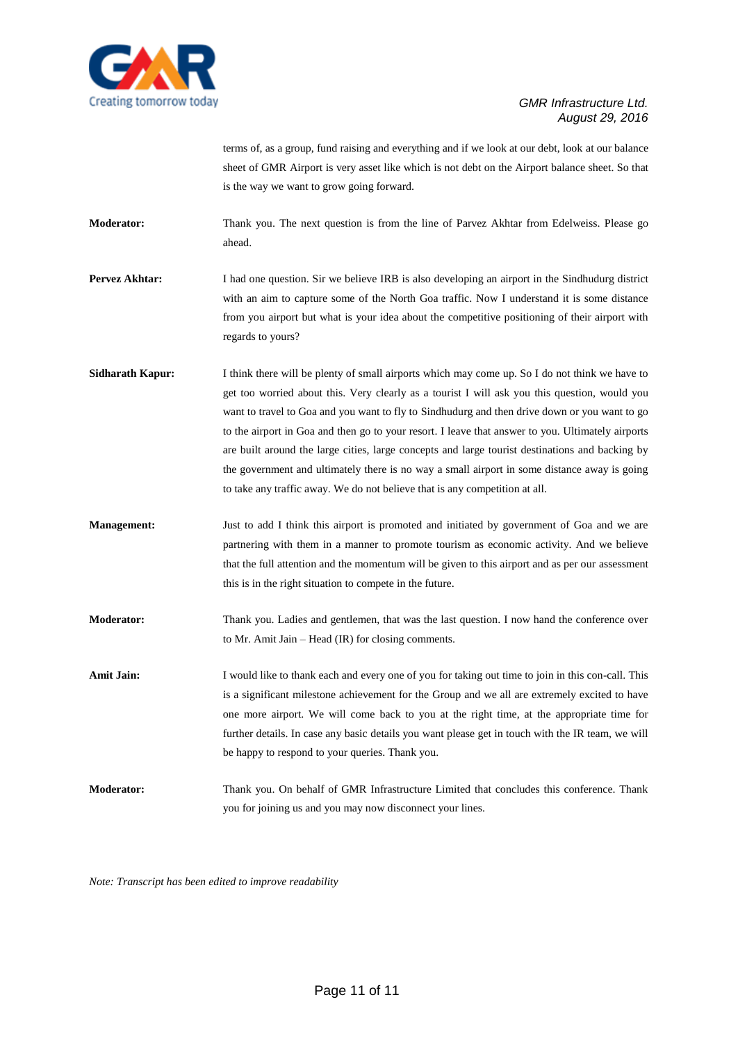terms of, as a group, fund raising and everything and if we look at our debt, look at our balance sheet of GMR Airport is very asset like which is not debt on the Airport balance sheet. So that is the way we want to grow going forward.

**Moderator:** Thank you. The next question is from the line of Parvez Akhtar from Edelweiss. Please go ahead.

**Pervez Akhtar:** I had one question. Sir we believe IRB is also developing an airport in the Sindhudurg district with an aim to capture some of the North Goa traffic. Now I understand it is some distance from you airport but what is your idea about the competitive positioning of their airport with regards to yours?

**Sidharath Kapur:** I think there will be plenty of small airports which may come up. So I do not think we have to get too worried about this. Very clearly as a tourist I will ask you this question, would you want to travel to Goa and you want to fly to Sindhudurg and then drive down or you want to go to the airport in Goa and then go to your resort. I leave that answer to you. Ultimately airports are built around the large cities, large concepts and large tourist destinations and backing by the government and ultimately there is no way a small airport in some distance away is going to take any traffic away. We do not believe that is any competition at all.

**Management:** Just to add I think this airport is promoted and initiated by government of Goa and we are partnering with them in a manner to promote tourism as economic activity. And we believe that the full attention and the momentum will be given to this airport and as per our assessment this is in the right situation to compete in the future.

**Moderator:** Thank you. Ladies and gentlemen, that was the last question. I now hand the conference over to Mr. Amit Jain – Head (IR) for closing comments.

**Amit Jain:** I would like to thank each and every one of you for taking out time to join in this con-call. This is a significant milestone achievement for the Group and we all are extremely excited to have one more airport. We will come back to you at the right time, at the appropriate time for further details. In case any basic details you want please get in touch with the IR team, we will be happy to respond to your queries. Thank you.

**Moderator:** Thank you. On behalf of GMR Infrastructure Limited that concludes this conference. Thank you for joining us and you may now disconnect your lines.

*Note: Transcript has been edited to improve readability*